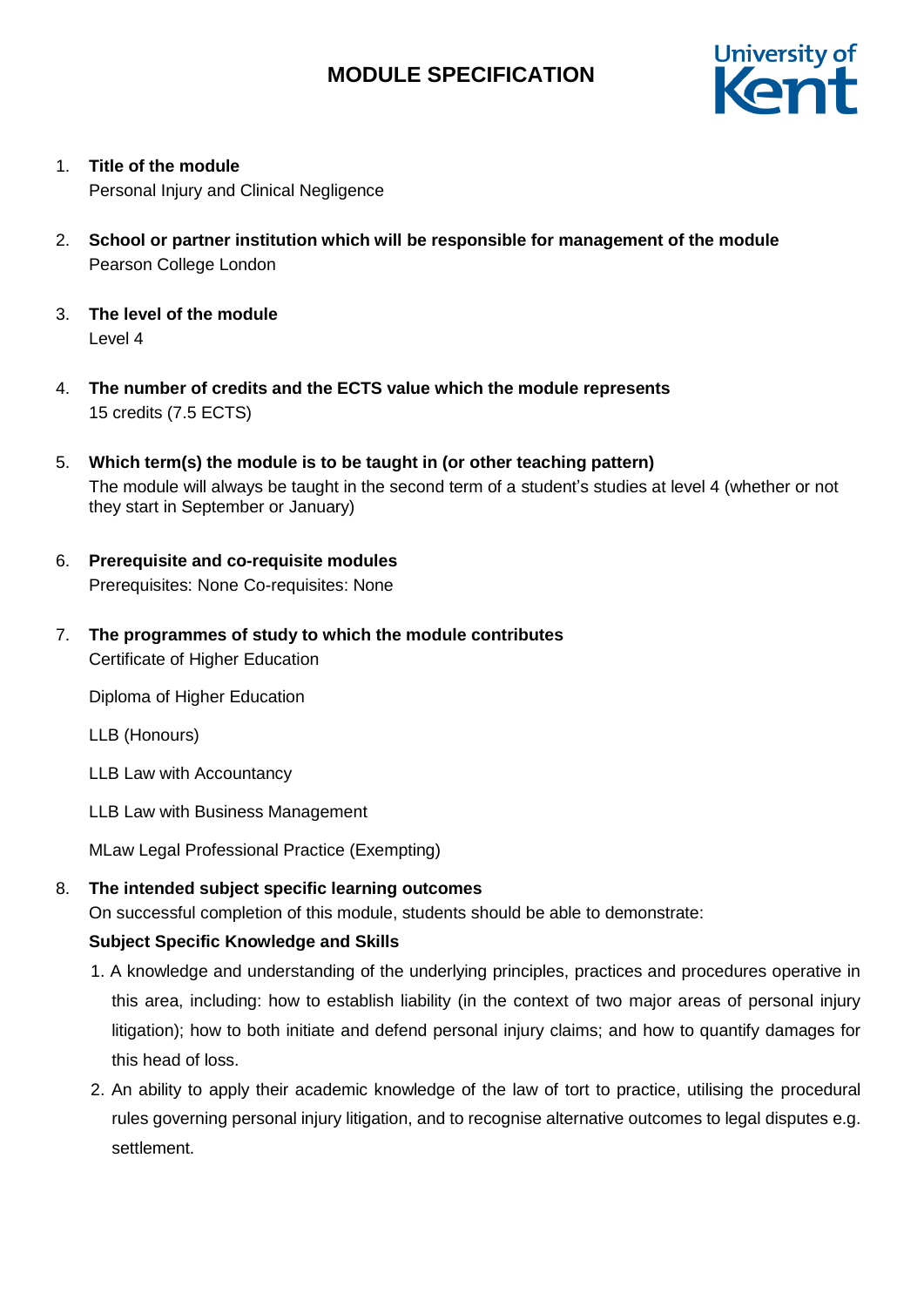# MODULE SPECIFICATION

1. **Title of the module**
   Personal Injury and Clinical Negligence

2. **School or partner institution which will be responsible for management of the module**
   Pearson College London

3. **The level of the module**
   Level 4

4. **The number of credits and the ECTS value which the module represents**
   15 credits (7.5 ECTS)

5. **Which term(s) the module is to be taught in (or other teaching pattern)**
   The module will always be taught in the second term of a student's studies at level 4 (whether or not they start in September or January)

6. **Prerequisite and co-requisite modules**
   Prerequisites: None Co-requisites: None

7. **The programmes of study to which the module contributes**
   Certificate of Higher Education

   Diploma of Higher Education

   LLB (Honours)

   LLB Law with Accountancy

   LLB Law with Business Management

   MLaw Legal Professional Practice (Exempting)

8. **The intended subject specific learning outcomes**
   On successful completion of this module, students should be able to demonstrate:

   **Subject Specific Knowledge and Skills**

   1. A knowledge and understanding of the underlying principles, practices and procedures operative in this area, including: how to establish liability (in the context of two major areas of personal injury litigation); how to both initiate and defend personal injury claims; and how to quantify damages for this head of loss.
   2. An ability to apply their academic knowledge of the law of tort to practice, utilising the procedural rules governing personal injury litigation, and to recognise alternative outcomes to legal disputes e.g. settlement.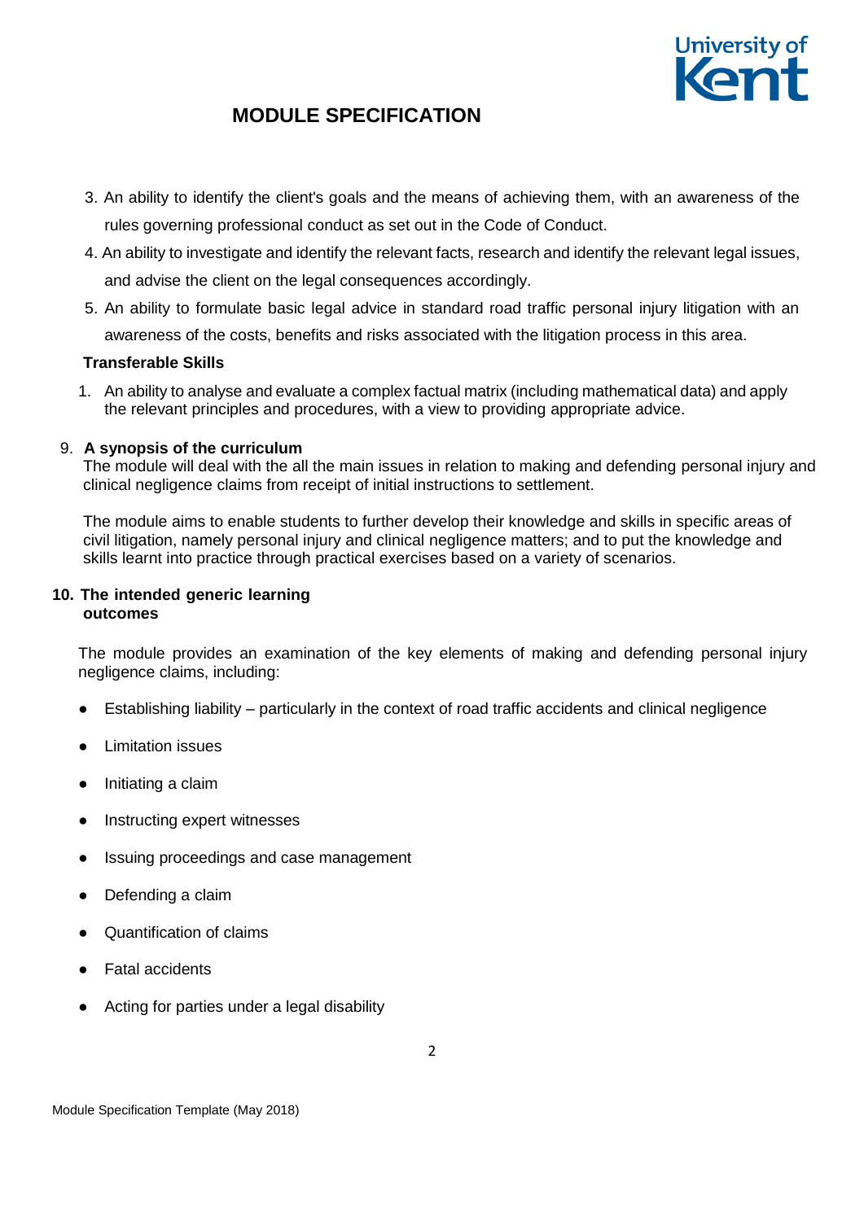3. An ability to identify the client's goals and the means of achieving them, with an awareness of the rules governing professional conduct as set out in the Code of Conduct.
4. An ability to investigate and identify the relevant facts, research and identify the relevant legal issues, and advise the client on the legal consequences accordingly.
5. An ability to formulate basic legal advice in standard road traffic personal injury litigation with an awareness of the costs, benefits and risks associated with the litigation process in this area.

**Transferable Skills**

1. An ability to analyse and evaluate a complex factual matrix (including mathematical data) and apply the relevant principles and procedures, with a view to providing appropriate advice.

## 9. A synopsis of the curriculum

The module will deal with the all the main issues in relation to making and defending personal injury and clinical negligence claims from receipt of initial instructions to settlement.

The module aims to enable students to further develop their knowledge and skills in specific areas of civil litigation, namely personal injury and clinical negligence matters; and to put the knowledge and skills learnt into practice through practical exercises based on a variety of scenarios.

## 10. The intended generic learning outcomes

The module provides an examination of the key elements of making and defending personal injury negligence claims, including:

- Establishing liability – particularly in the context of road traffic accidents and clinical negligence
- Limitation issues
- Initiating a claim
- Instructing expert witnesses
- Issuing proceedings and case management
- Defending a claim
- Quantification of claims
- Fatal accidents
- Acting for parties under a legal disability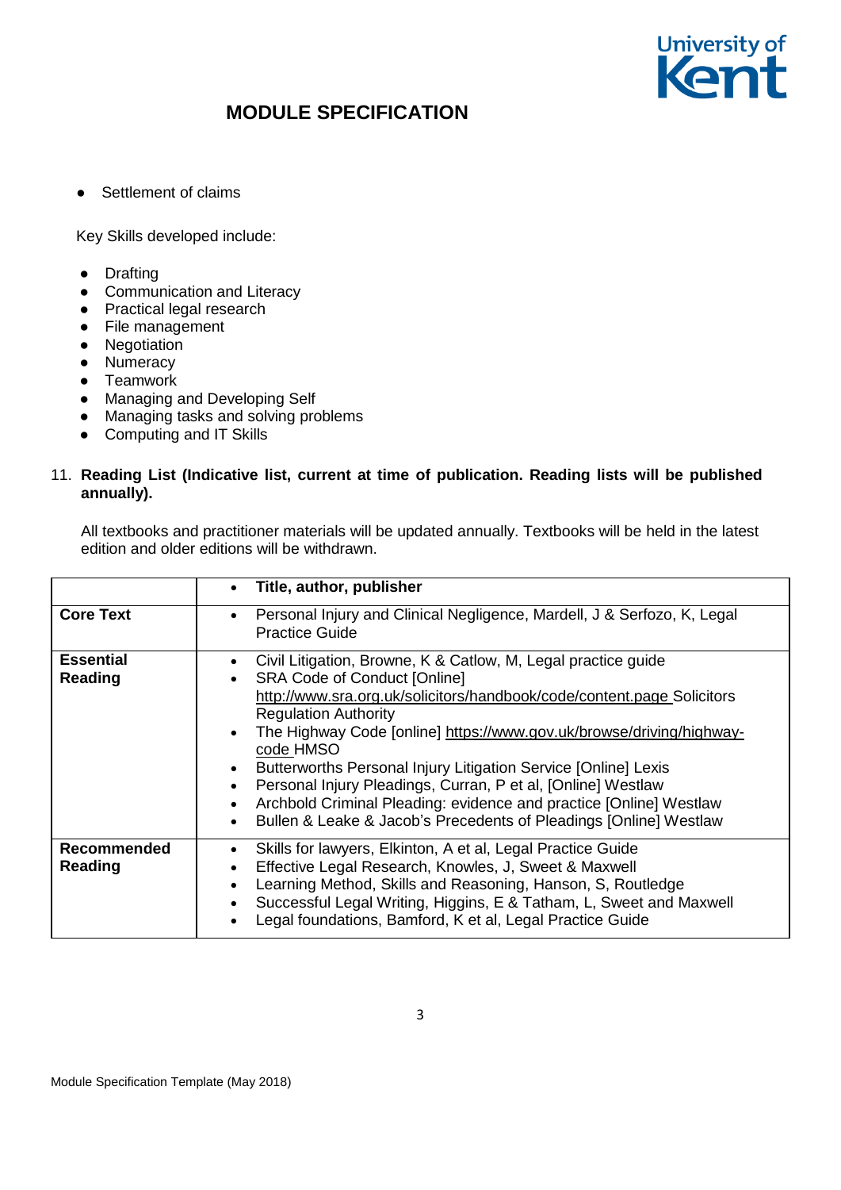- Settlement of claims

Key Skills developed include:

- Drafting
- Communication and Literacy
- Practical legal research
- File management
- Negotiation
- Numeracy
- Teamwork
- Managing and Developing Self
- Managing tasks and solving problems
- Computing and IT Skills

11. **Reading List (Indicative list, current at time of publication. Reading lists will be published annually).**

All textbooks and practitioner materials will be updated annually. Textbooks will be held in the latest edition and older editions will be withdrawn.

| | • **Title, author, publisher** |
|---|---|
| **Core Text** | • Personal Injury and Clinical Negligence, Mardell, J & Serfozo, K, Legal Practice Guide |
| **Essential Reading** | • Civil Litigation, Browne, K & Catlow, M, Legal practice guide<br>• SRA Code of Conduct [Online] http://www.sra.org.uk/solicitors/handbook/code/content.page Solicitors Regulation Authority<br>• The Highway Code [online] https://www.gov.uk/browse/driving/highway-code HMSO<br>• Butterworths Personal Injury Litigation Service [Online] Lexis<br>• Personal Injury Pleadings, Curran, P et al, [Online] Westlaw<br>• Archbold Criminal Pleading: evidence and practice [Online] Westlaw<br>• Bullen & Leake & Jacob's Precedents of Pleadings [Online] Westlaw |
| **Recommended Reading** | • Skills for lawyers, Elkinton, A et al, Legal Practice Guide<br>• Effective Legal Research, Knowles, J, Sweet & Maxwell<br>• Learning Method, Skills and Reasoning, Hanson, S, Routledge<br>• Successful Legal Writing, Higgins, E & Tatham, L, Sweet and Maxwell<br>• Legal foundations, Bamford, K et al, Legal Practice Guide |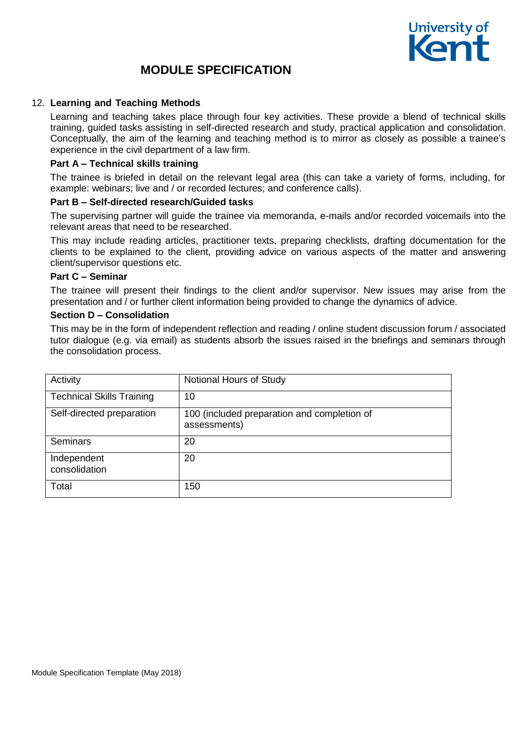# MODULE SPECIFICATION

12. **Learning and Teaching Methods**

Learning and teaching takes place through four key activities. These provide a blend of technical skills training, guided tasks assisting in self-directed research and study, practical application and consolidation. Conceptually, the aim of the learning and teaching method is to mirror as closely as possible a trainee's experience in the civil department of a law firm.

**Part A – Technical skills training**

The trainee is briefed in detail on the relevant legal area (this can take a variety of forms, including, for example: webinars; live and / or recorded lectures; and conference calls).

**Part B – Self-directed research/Guided tasks**

The supervising partner will guide the trainee via memoranda, e-mails and/or recorded voicemails into the relevant areas that need to be researched.

This may include reading articles, practitioner texts, preparing checklists, drafting documentation for the clients to be explained to the client, providing advice on various aspects of the matter and answering client/supervisor questions etc.

**Part C – Seminar**

The trainee will present their findings to the client and/or supervisor. New issues may arise from the presentation and / or further client information being provided to change the dynamics of advice.

**Section D – Consolidation**

This may be in the form of independent reflection and reading / online student discussion forum / associated tutor dialogue (e.g. via email) as students absorb the issues raised in the briefings and seminars through the consolidation process.

| Activity | Notional Hours of Study |
|---|---|
| Technical Skills Training | 10 |
| Self-directed preparation | 100 (included preparation and completion of assessments) |
| Seminars | 20 |
| Independent consolidation | 20 |
| Total | 150 |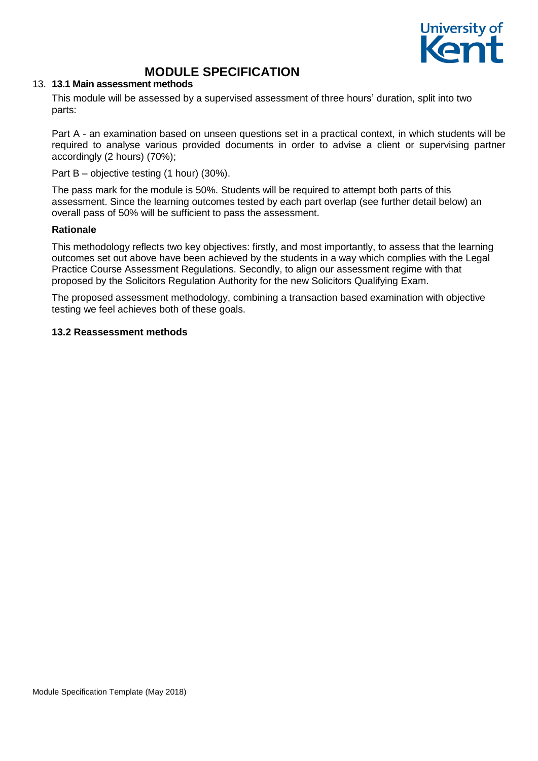# MODULE SPECIFICATION

13. **13.1 Main assessment methods**

This module will be assessed by a supervised assessment of three hours' duration, split into two parts:

Part A - an examination based on unseen questions set in a practical context, in which students will be required to analyse various provided documents in order to advise a client or supervising partner accordingly (2 hours) (70%);

Part B – objective testing (1 hour) (30%).

The pass mark for the module is 50%. Students will be required to attempt both parts of this assessment. Since the learning outcomes tested by each part overlap (see further detail below) an overall pass of 50% will be sufficient to pass the assessment.

**Rationale**

This methodology reflects two key objectives: firstly, and most importantly, to assess that the learning outcomes set out above have been achieved by the students in a way which complies with the Legal Practice Course Assessment Regulations. Secondly, to align our assessment regime with that proposed by the Solicitors Regulation Authority for the new Solicitors Qualifying Exam.

The proposed assessment methodology, combining a transaction based examination with objective testing we feel achieves both of these goals.

**13.2 Reassessment methods**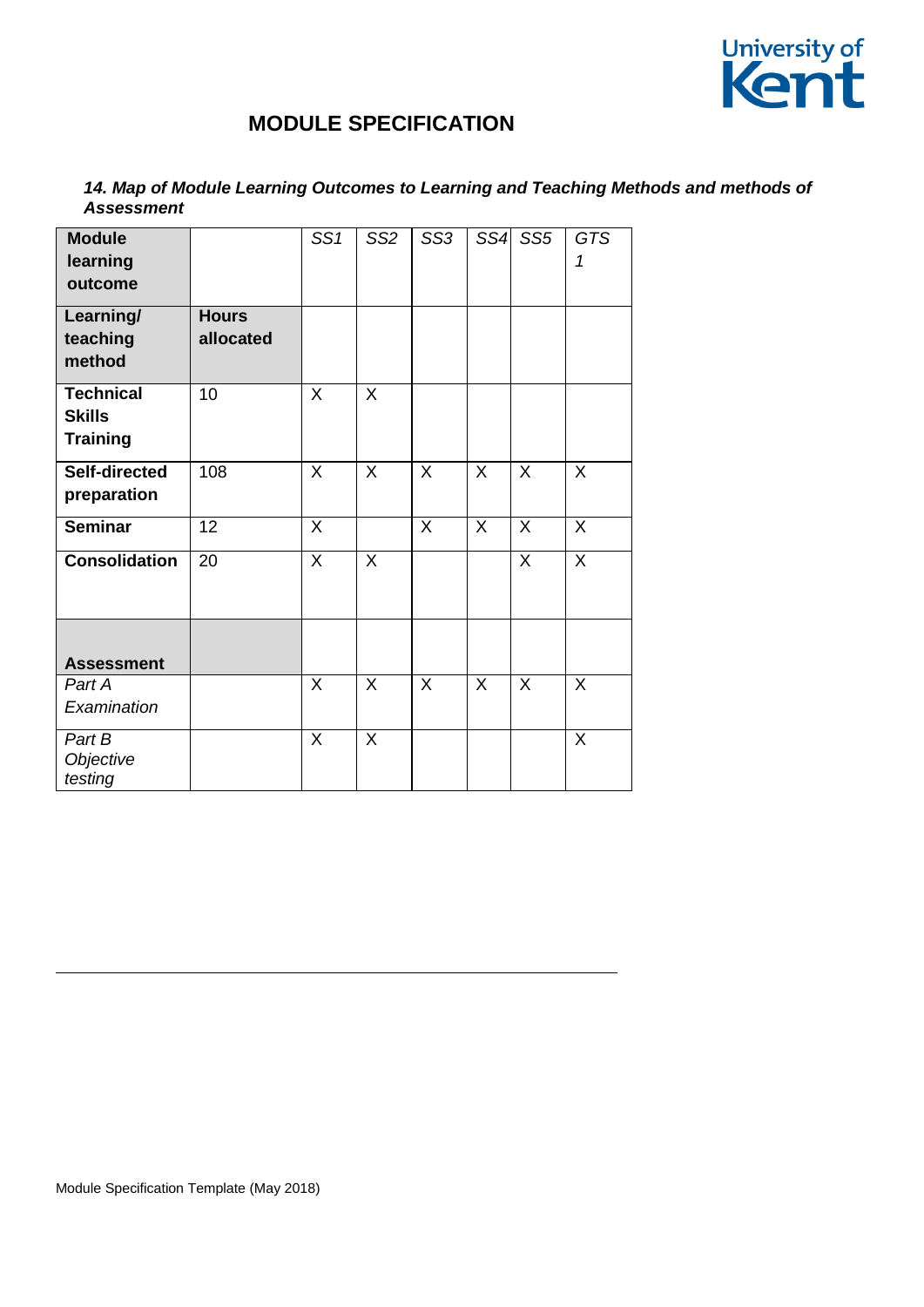## MODULE SPECIFICATION

***14. Map of Module Learning Outcomes to Learning and Teaching Methods and methods of Assessment***

| **Module learning outcome** | | *SS1* | *SS2* | *SS3* | *SS4* | *SS5* | *GTS 1* |
|---|---|---|---|---|---|---|---|
| **Learning/ teaching method** | **Hours allocated** | | | | | | |
| **Technical Skills Training** | 10 | X | X | | | | |
| **Self-directed preparation** | 108 | X | X | X | X | X | X |
| **Seminar** | 12 | X | | X | X | X | X |
| **Consolidation** | 20 | X | X | | | X | X |
| **Assessment** | | | | | | | |
| *Part A Examination* | | X | X | X | X | X | X |
| *Part B Objective testing* | | X | X | | | | X |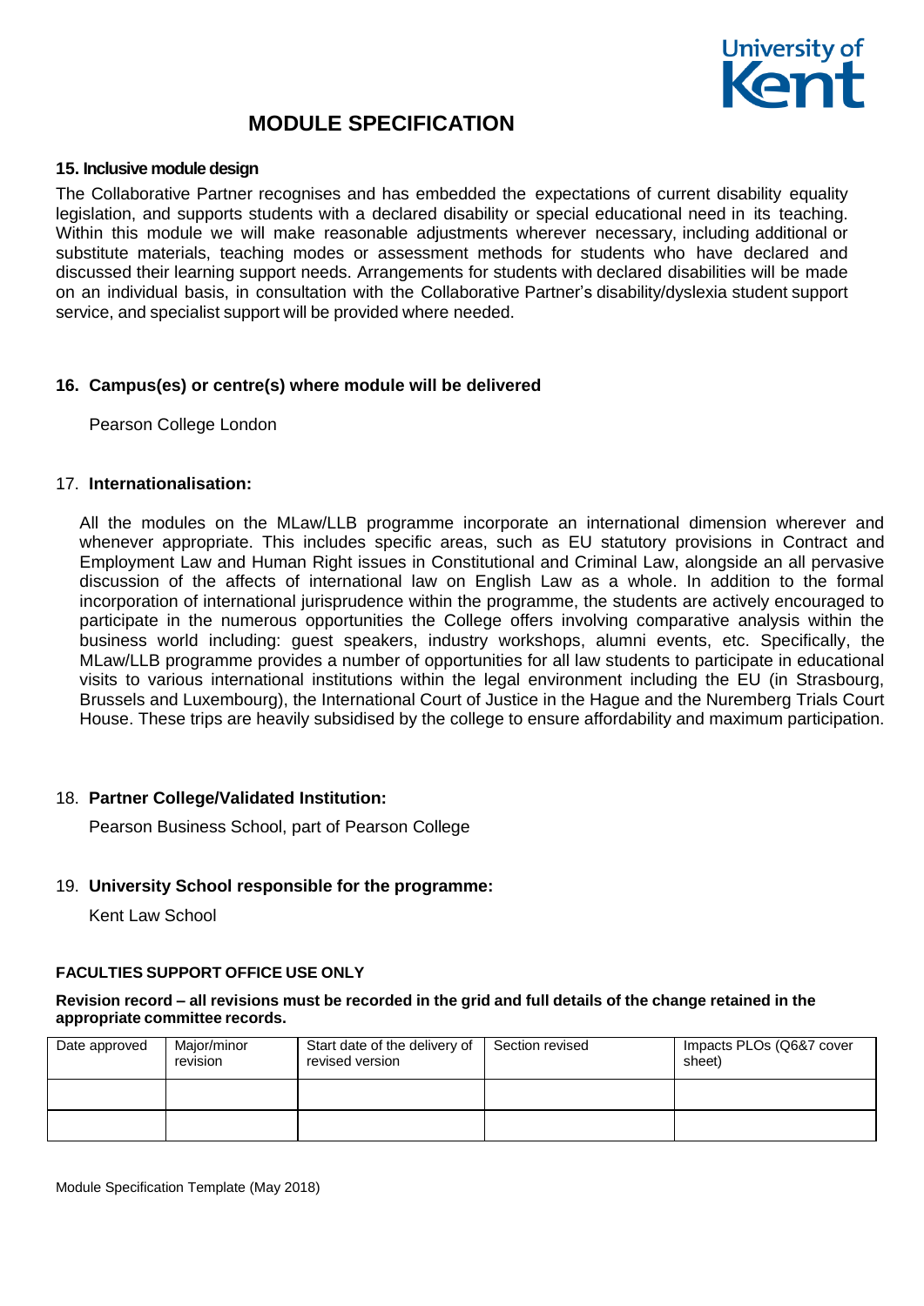# MODULE SPECIFICATION

### 15. Inclusive module design

The Collaborative Partner recognises and has embedded the expectations of current disability equality legislation, and supports students with a declared disability or special educational need in its teaching. Within this module we will make reasonable adjustments wherever necessary, including additional or substitute materials, teaching modes or assessment methods for students who have declared and discussed their learning support needs. Arrangements for students with declared disabilities will be made on an individual basis, in consultation with the Collaborative Partner's disability/dyslexia student support service, and specialist support will be provided where needed.

### 16. Campus(es) or centre(s) where module will be delivered

Pearson College London

### 17. Internationalisation:

All the modules on the MLaw/LLB programme incorporate an international dimension wherever and whenever appropriate. This includes specific areas, such as EU statutory provisions in Contract and Employment Law and Human Right issues in Constitutional and Criminal Law, alongside an all pervasive discussion of the affects of international law on English Law as a whole. In addition to the formal incorporation of international jurisprudence within the programme, the students are actively encouraged to participate in the numerous opportunities the College offers involving comparative analysis within the business world including: guest speakers, industry workshops, alumni events, etc. Specifically, the MLaw/LLB programme provides a number of opportunities for all law students to participate in educational visits to various international institutions within the legal environment including the EU (in Strasbourg, Brussels and Luxembourg), the International Court of Justice in the Hague and the Nuremberg Trials Court House. These trips are heavily subsidised by the college to ensure affordability and maximum participation.

### 18. Partner College/Validated Institution:

Pearson Business School, part of Pearson College

### 19. University School responsible for the programme:

Kent Law School

### FACULTIES SUPPORT OFFICE USE ONLY

**Revision record – all revisions must be recorded in the grid and full details of the change retained in the appropriate committee records.**

| Date approved | Major/minor revision | Start date of the delivery of revised version | Section revised | Impacts PLOs (Q6&7 cover sheet) |
|---|---|---|---|---|
| | | | | |
| | | | | |

Module Specification Template (May 2018)